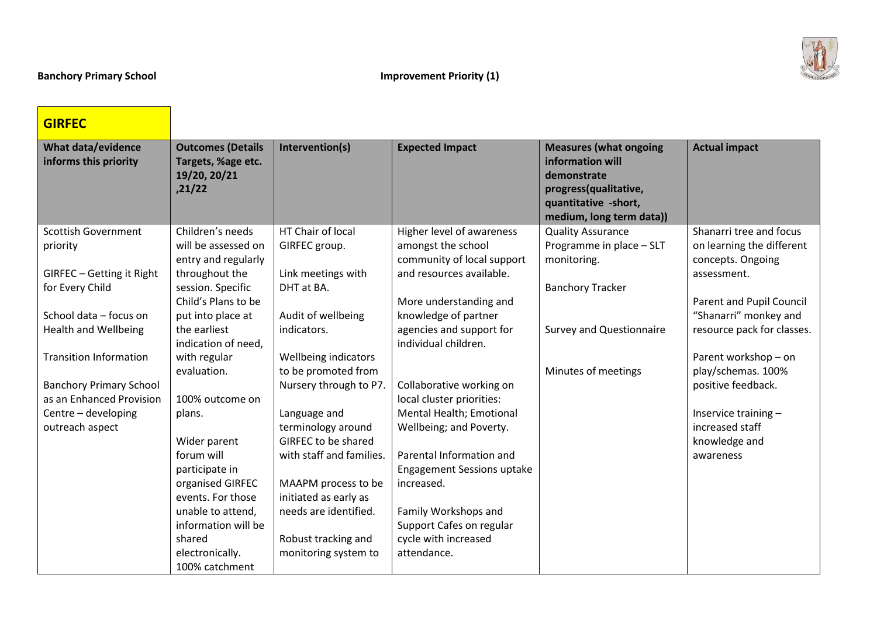**Banchory Primary School** **Improvement Priority (1)**

## GIRFEC

| What data/evidence informs this priority | Outcomes (Details Targets, %age etc. 19/20, 20/21 ,21/22 | Intervention(s) | Expected Impact | Measures (what ongoing information will demonstrate progress(qualitative, quantitative -short, medium, long term data)) | Actual impact |
|---|---|---|---|---|---|
| Scottish Government priority<br><br>GIRFEC – Getting it Right for Every Child<br><br>School data – focus on Health and Wellbeing<br><br>Transition Information<br><br>Banchory Primary School as an Enhanced Provision Centre – developing outreach aspect | Children's needs will be assessed on entry and regularly throughout the session. Specific Child's Plans to be put into place at the earliest indication of need, with regular evaluation.<br><br>100% outcome on plans.<br><br>Wider parent forum will participate in organised GIRFEC events. For those unable to attend, information will be shared electronically.<br>100% catchment | HT Chair of local GIRFEC group.<br><br>Link meetings with DHT at BA.<br><br>Audit of wellbeing indicators.<br><br>Wellbeing indicators to be promoted from Nursery through to P7.<br><br>Language and terminology around GIRFEC to be shared with staff and families.<br><br>MAAPM process to be initiated as early as needs are identified.<br><br>Robust tracking and monitoring system to | Higher level of awareness amongst the school community of local support and resources available.<br><br>More understanding and knowledge of partner agencies and support for individual children.<br><br>Collaborative working on local cluster priorities: Mental Health; Emotional Wellbeing; and Poverty.<br><br>Parental Information and Engagement Sessions uptake increased.<br><br>Family Workshops and Support Cafes on regular cycle with increased attendance. | Quality Assurance Programme in place – SLT monitoring.<br><br>Banchory Tracker<br><br>Survey and Questionnaire<br><br>Minutes of meetings | Shanarri tree and focus on learning the different concepts. Ongoing assessment.<br><br>Parent and Pupil Council "Shanarri" monkey and resource pack for classes.<br><br>Parent workshop – on play/schemas. 100% positive feedback.<br><br>Inservice training – increased staff knowledge and awareness |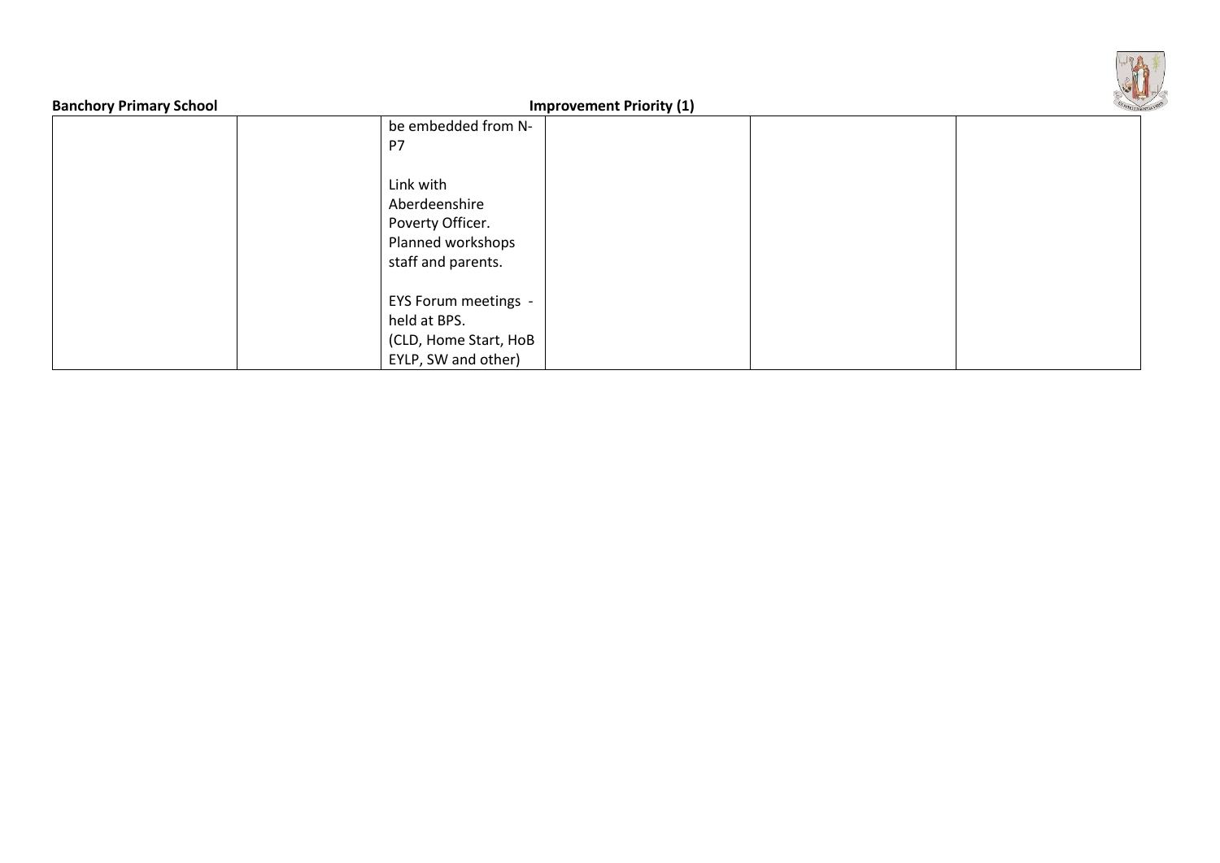| | | | | | |
|---|---|---|---|---|---|
| | | be embedded from N-P7<br><br>Link with Aberdeenshire Poverty Officer. Planned workshops staff and parents.<br><br>EYS Forum meetings - held at BPS. (CLD, Home Start, HoB EYLP, SW and other) | | | |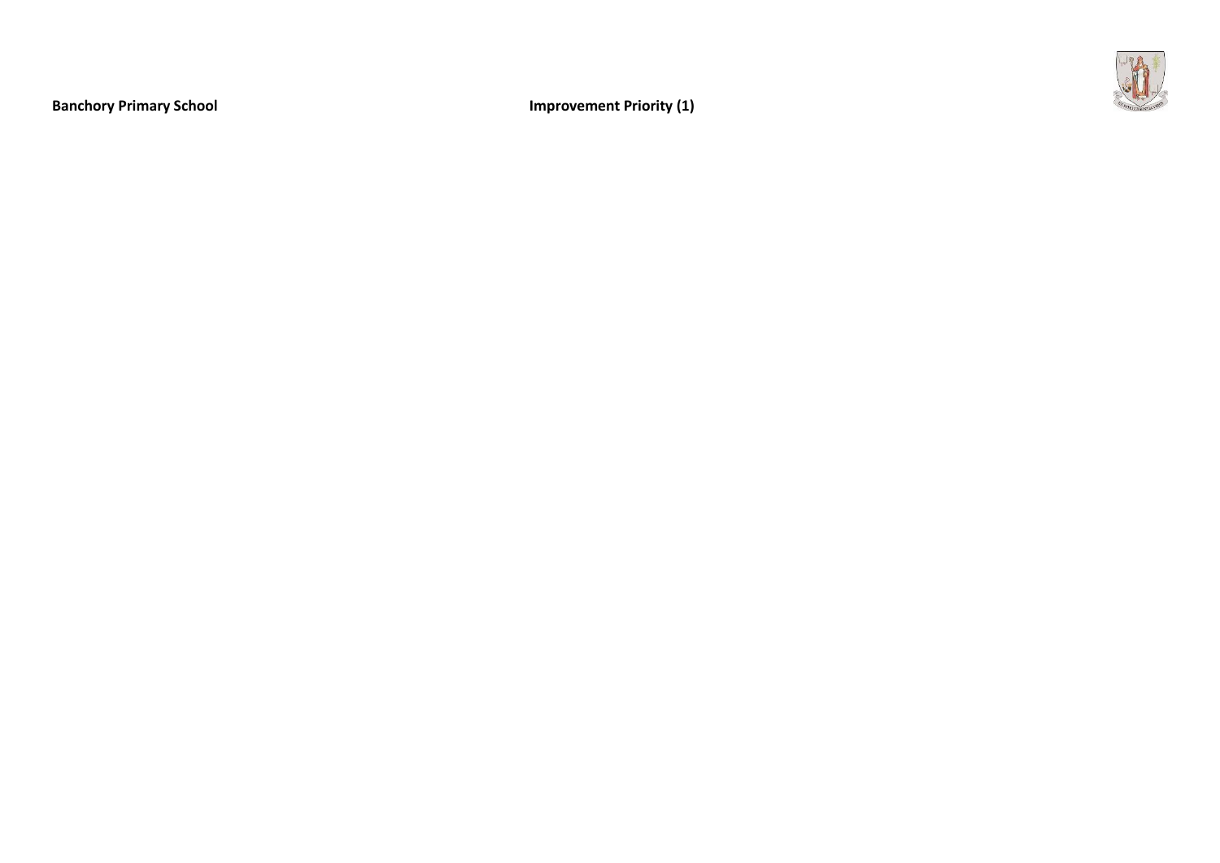**Banchory Primary School** **Improvement Priority (1)**